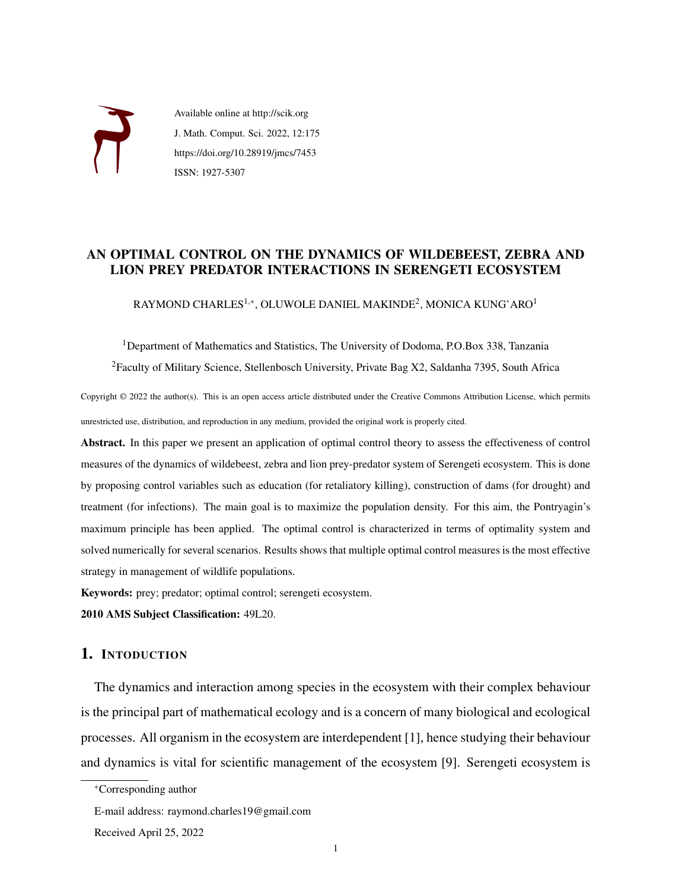Available online at http://scik.org

J. Math. Comput. Sci. 2022, 12:175

https://doi.org/10.28919/jmcs/7453

ISSN: 1927-5307

# AN OPTIMAL CONTROL ON THE DYNAMICS OF WILDEBEEST, ZEBRA AND LION PREY PREDATOR INTERACTIONS IN SERENGETI ECOSYSTEM

RAYMOND CHARLES[1,*], OLUWOLE DANIEL MAKINDE[2], MONICA KUNG'ARO[1]

[1]Department of Mathematics and Statistics, The University of Dodoma, P.O.Box 338, Tanzania

[2]Faculty of Military Science, Stellenbosch University, Private Bag X2, Saldanha 7395, South Africa

Copyright © 2022 the author(s). This is an open access article distributed under the Creative Commons Attribution License, which permits unrestricted use, distribution, and reproduction in any medium, provided the original work is properly cited.

**Abstract.** In this paper we present an application of optimal control theory to assess the effectiveness of control measures of the dynamics of wildebeest, zebra and lion prey-predator system of Serengeti ecosystem. This is done by proposing control variables such as education (for retaliatory killing), construction of dams (for drought) and treatment (for infections). The main goal is to maximize the population density. For this aim, the Pontryagin's maximum principle has been applied. The optimal control is characterized in terms of optimality system and solved numerically for several scenarios. Results shows that multiple optimal control measures is the most effective strategy in management of wildlife populations.

**Keywords:** prey; predator; optimal control; serengeti ecosystem.

**2010 AMS Subject Classification:** 49L20.

## 1. INTODUCTION

The dynamics and interaction among species in the ecosystem with their complex behaviour is the principal part of mathematical ecology and is a concern of many biological and ecological processes. All organism in the ecosystem are interdependent [1], hence studying their behaviour and dynamics is vital for scientific management of the ecosystem [9]. Serengeti ecosystem is

---

*Corresponding author

E-mail address: raymond.charles19@gmail.com

Received April 25, 2022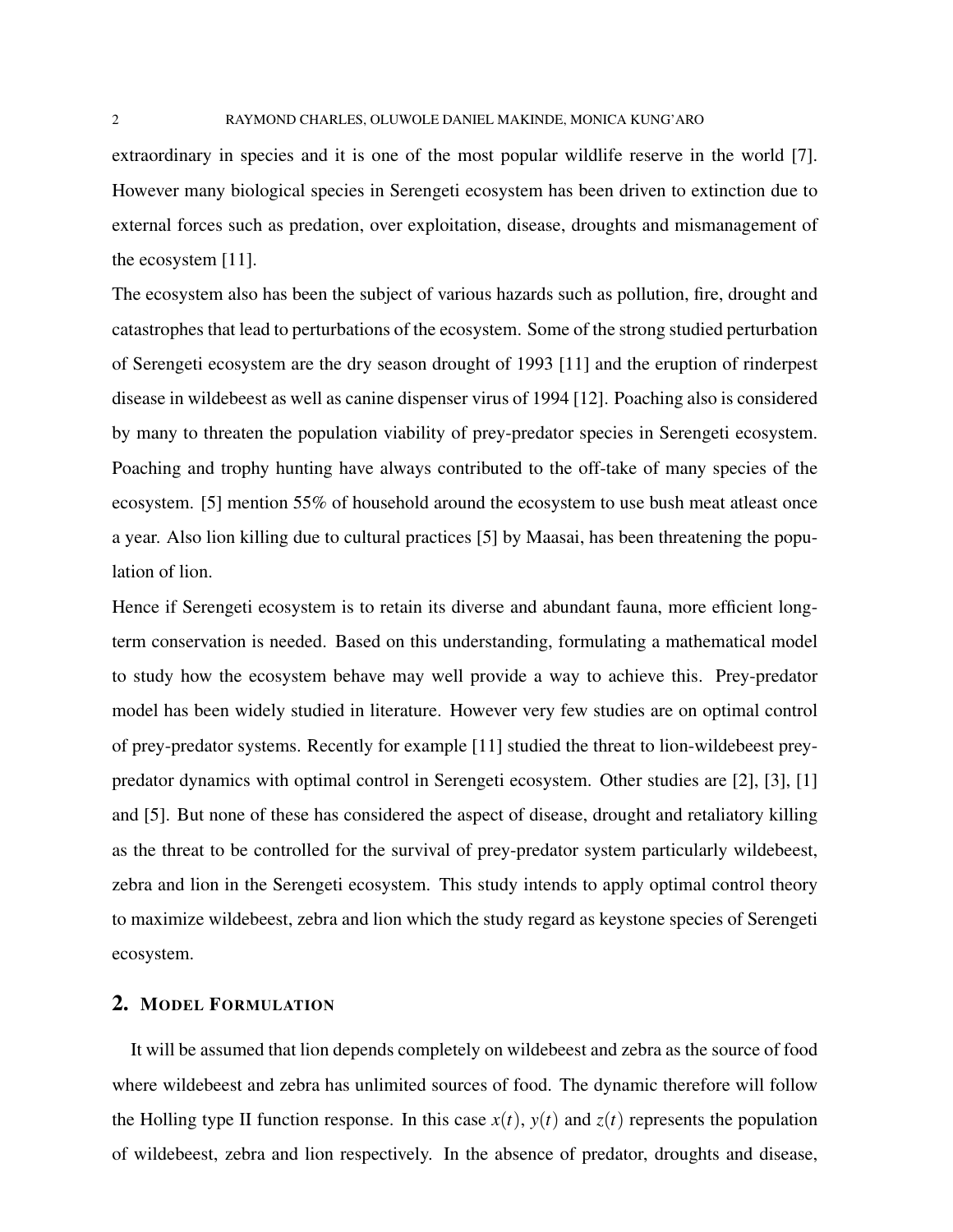extraordinary in species and it is one of the most popular wildlife reserve in the world [7]. However many biological species in Serengeti ecosystem has been driven to extinction due to external forces such as predation, over exploitation, disease, droughts and mismanagement of the ecosystem [11].

The ecosystem also has been the subject of various hazards such as pollution, fire, drought and catastrophes that lead to perturbations of the ecosystem. Some of the strong studied perturbation of Serengeti ecosystem are the dry season drought of 1993 [11] and the eruption of rinderpest disease in wildebeest as well as canine dispenser virus of 1994 [12]. Poaching also is considered by many to threaten the population viability of prey-predator species in Serengeti ecosystem. Poaching and trophy hunting have always contributed to the off-take of many species of the ecosystem. [5] mention 55% of household around the ecosystem to use bush meat atleast once a year. Also lion killing due to cultural practices [5] by Maasai, has been threatening the population of lion.

Hence if Serengeti ecosystem is to retain its diverse and abundant fauna, more efficient long-term conservation is needed. Based on this understanding, formulating a mathematical model to study how the ecosystem behave may well provide a way to achieve this. Prey-predator model has been widely studied in literature. However very few studies are on optimal control of prey-predator systems. Recently for example [11] studied the threat to lion-wildebeest prey-predator dynamics with optimal control in Serengeti ecosystem. Other studies are [2], [3], [1] and [5]. But none of these has considered the aspect of disease, drought and retaliatory killing as the threat to be controlled for the survival of prey-predator system particularly wildebeest, zebra and lion in the Serengeti ecosystem. This study intends to apply optimal control theory to maximize wildebeest, zebra and lion which the study regard as keystone species of Serengeti ecosystem.

## 2. Model Formulation

It will be assumed that lion depends completely on wildebeest and zebra as the source of food where wildebeest and zebra has unlimited sources of food. The dynamic therefore will follow the Holling type II function response. In this case $x(t)$, $y(t)$ and $z(t)$ represents the population of wildebeest, zebra and lion respectively. In the absence of predator, droughts and disease,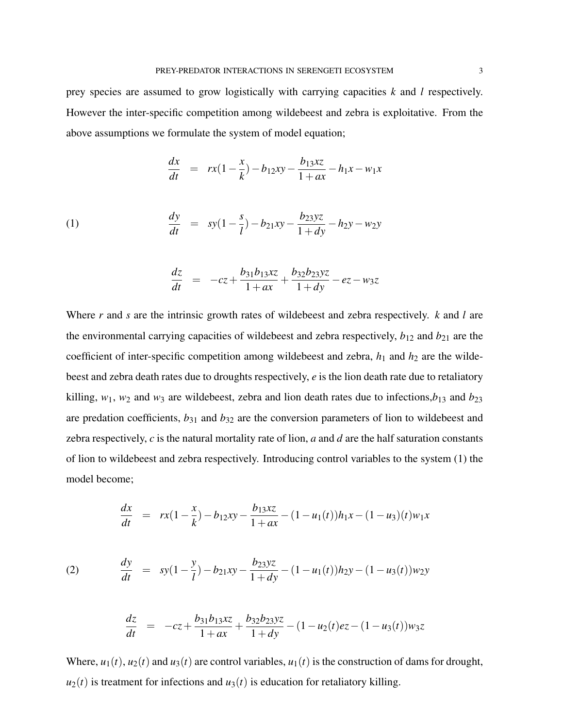prey species are assumed to grow logistically with carrying capacities $k$ and $l$ respectively. However the inter-specific competition among wildebeest and zebra is exploitative. From the above assumptions we formulate the system of model equation;

$$
\begin{aligned}
\frac{dx}{dt} &= rx(1-\frac{x}{k}) - b_{12}xy - \frac{b_{13}xz}{1+ax} - h_1x - w_1x \\
\frac{dy}{dt} &= sy(1-\frac{s}{l}) - b_{21}xy - \frac{b_{23}yz}{1+dy} - h_2y - w_2y \\
\frac{dz}{dt} &= -cz + \frac{b_{31}b_{13}xz}{1+ax} + \frac{b_{32}b_{23}yz}{1+dy} - ez - w_3z
\end{aligned} \tag{1}
$$

Where $r$ and $s$ are the intrinsic growth rates of wildebeest and zebra respectively. $k$ and $l$ are the environmental carrying capacities of wildebeest and zebra respectively, $b_{12}$ and $b_{21}$ are the coefficient of inter-specific competition among wildebeest and zebra, $h_1$ and $h_2$ are the wildebeest and zebra death rates due to droughts respectively, $e$ is the lion death rate due to retaliatory killing, $w_1$, $w_2$ and $w_3$ are wildebeest, zebra and lion death rates due to infections,$b_{13}$ and $b_{23}$ are predation coefficients, $b_{31}$ and $b_{32}$ are the conversion parameters of lion to wildebeest and zebra respectively, $c$ is the natural mortality rate of lion, $a$ and $d$ are the half saturation constants of lion to wildebeest and zebra respectively. Introducing control variables to the system (1) the model become;

$$
\begin{aligned}
\frac{dx}{dt} &= rx(1-\frac{x}{k}) - b_{12}xy - \frac{b_{13}xz}{1+ax} - (1-u_1(t))h_1x - (1-u_3)(t)w_1x \\
\frac{dy}{dt} &= sy(1-\frac{y}{l}) - b_{21}xy - \frac{b_{23}yz}{1+dy} - (1-u_1(t))h_2y - (1-u_3(t))w_2y \\
\frac{dz}{dt} &= -cz + \frac{b_{31}b_{13}xz}{1+ax} + \frac{b_{32}b_{23}yz}{1+dy} - (1-u_2(t)ez - (1-u_3(t))w_3z
\end{aligned} \tag{2}
$$

Where, $u_1(t)$, $u_2(t)$ and $u_3(t)$ are control variables, $u_1(t)$ is the construction of dams for drought, $u_2(t)$ is treatment for infections and $u_3(t)$ is education for retaliatory killing.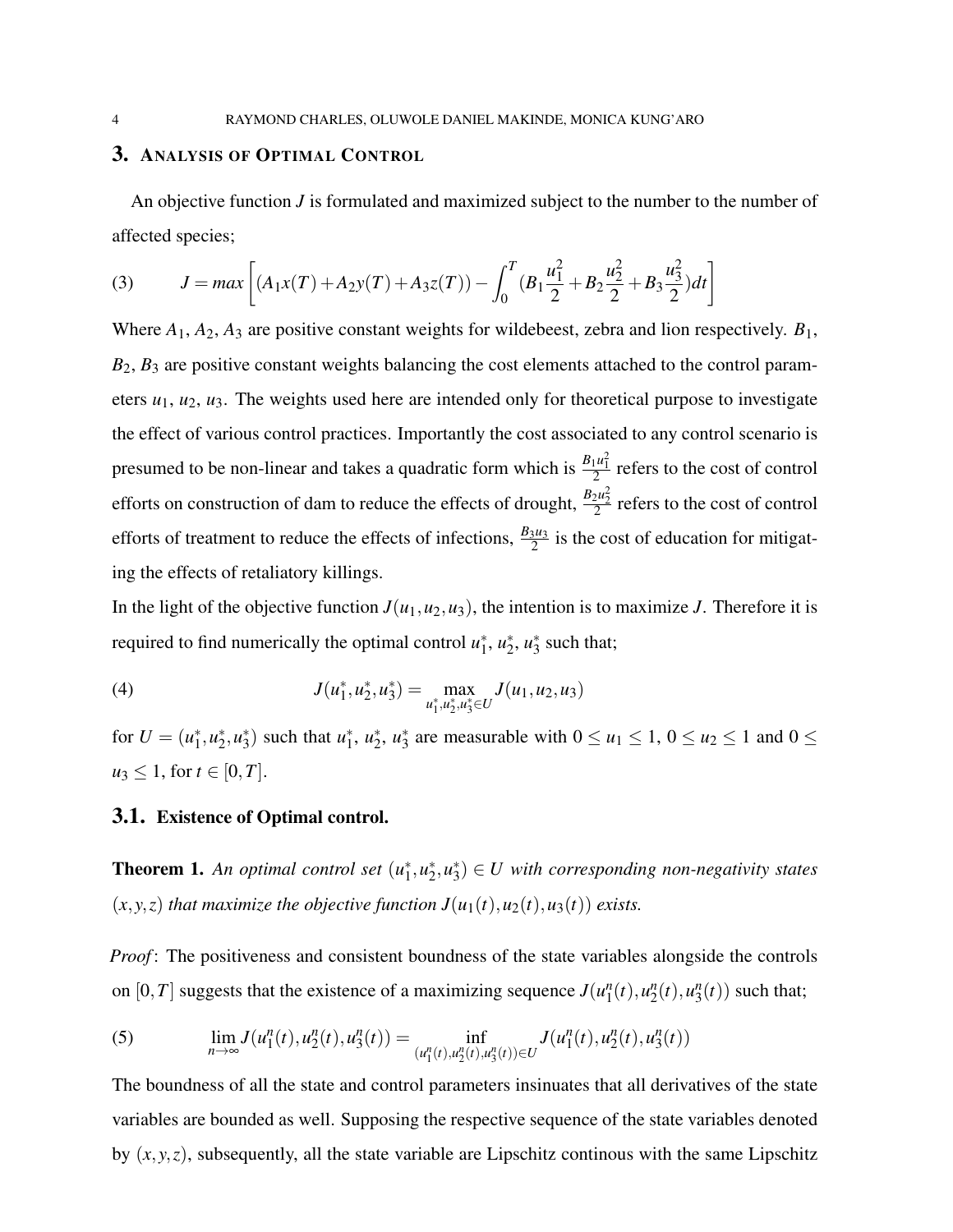## 3. Analysis of Optimal Control

An objective function $J$ is formulated and maximized subject to the number to the number of affected species;

$$J = max\left[(A_1x(T)+A_2y(T)+A_3z(T)) - \int_0^T (B_1\frac{u_1^2}{2}+B_2\frac{u_2^2}{2}+B_3\frac{u_3^2}{2})dt\right] \tag{3}$$

Where $A_1$, $A_2$, $A_3$ are positive constant weights for wildebeest, zebra and lion respectively. $B_1$, $B_2$, $B_3$ are positive constant weights balancing the cost elements attached to the control parameters $u_1$, $u_2$, $u_3$. The weights used here are intended only for theoretical purpose to investigate the effect of various control practices. Importantly the cost associated to any control scenario is presumed to be non-linear and takes a quadratic form which is $\frac{B_1u_1^2}{2}$ refers to the cost of control efforts on construction of dam to reduce the effects of drought, $\frac{B_2u_2^2}{2}$ refers to the cost of control efforts of treatment to reduce the effects of infections, $\frac{B_3u_3}{2}$ is the cost of education for mitigating the effects of retaliatory killings.

In the light of the objective function $J(u_1,u_2,u_3)$, the intention is to maximize $J$. Therefore it is required to find numerically the optimal control $u_1^*$, $u_2^*$, $u_3^*$ such that;

$$J(u_1^*,u_2^*,u_3^*) = \max_{u_1^*,u_2^*,u_3^* \in U} J(u_1,u_2,u_3) \tag{4}$$

for $U = (u_1^*,u_2^*,u_3^*)$ such that $u_1^*$, $u_2^*$, $u_3^*$ are measurable with $0 \leq u_1 \leq 1$, $0 \leq u_2 \leq 1$ and $0 \leq u_3 \leq 1$, for $t \in [0,T]$.

### 3.1. Existence of Optimal control.

**Theorem 1.** *An optimal control set $(u_1^*,u_2^*,u_3^*) \in U$ with corresponding non-negativity states $(x,y,z)$ that maximize the objective function $J(u_1(t),u_2(t),u_3(t))$ exists.*

*Proof*: The positiveness and consistent boundness of the state variables alongside the controls on $[0,T]$ suggests that the existence of a maximizing sequence $J(u_1^n(t),u_2^n(t),u_3^n(t))$ such that;

$$\lim_{n\to\infty} J(u_1^n(t),u_2^n(t),u_3^n(t)) = \inf_{(u_1^n(t),u_2^n(t),u_3^n(t))\in U} J(u_1^n(t),u_2^n(t),u_3^n(t)) \tag{5}$$

The boundness of all the state and control parameters insinuates that all derivatives of the state variables are bounded as well. Supposing the respective sequence of the state variables denoted by $(x,y,z)$, subsequently, all the state variable are Lipschitz continous with the same Lipschitz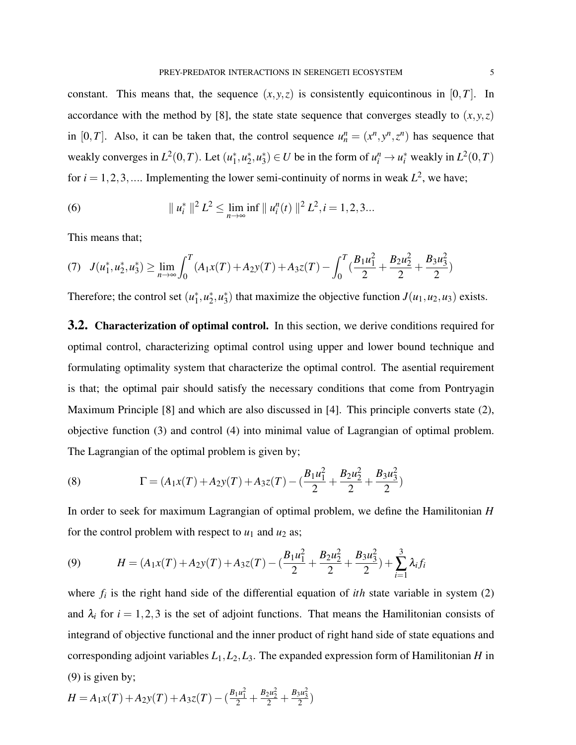constant. This means that, the sequence $(x,y,z)$ is consistently equicontinous in $[0,T]$. In accordance with the method by [8], the state state sequence that converges steadly to $(x,y,z)$ in $[0,T]$. Also, it can be taken that, the control sequence $u_n^n = (x^n, y^n, z^n)$ has sequence that weakly converges in $L^2(0,T)$. Let $(u_1^*, u_2^*, u_3^*) \in U$ be in the form of $u_i^n \to u_i^*$ weakly in $L^2(0,T)$ for $i = 1,2,3,....$ Implementing the lower semi-continuity of norms in weak $L^2$, we have;

$$\parallel u_i^* \parallel^2 L^2 \leq \lim_{n\to\infty} \inf \parallel u_i^n(t) \parallel^2 L^2, i = 1,2,3... \tag{6}$$

This means that;

$$J(u_1^*, u_2^*, u_3^*) \geq \lim_{n\to\infty} \int_0^T (A_1 x(T) + A_2 y(T) + A_3 z(T) - \int_0^T (\frac{B_1 u_1^2}{2} + \frac{B_2 u_2^2}{2} + \frac{B_3 u_3^2}{2}) \tag{7}$$

Therefore; the control set $(u_1^*, u_2^*, u_3^*)$ that maximize the objective function $J(u_1, u_2, u_3)$ exists.

### 3.2. Characterization of optimal control.

In this section, we derive conditions required for optimal control, characterizing optimal control using upper and lower bound technique and formulating optimality system that characterize the optimal control. The asential requirement is that; the optimal pair should satisfy the necessary conditions that come from Pontryagin Maximum Principle [8] and which are also discussed in [4]. This principle converts state (2), objective function (3) and control (4) into minimal value of Lagrangian of optimal problem. The Lagrangian of the optimal problem is given by;

$$\Gamma = (A_1 x(T) + A_2 y(T) + A_3 z(T) - (\frac{B_1 u_1^2}{2} + \frac{B_2 u_2^2}{2} + \frac{B_3 u_3^2}{2}) \tag{8}$$

In order to seek for maximum Lagrangian of optimal problem, we define the Hamilitonian $H$ for the control problem with respect to $u_1$ and $u_2$ as;

$$H = (A_1 x(T) + A_2 y(T) + A_3 z(T) - (\frac{B_1 u_1^2}{2} + \frac{B_2 u_2^2}{2} + \frac{B_3 u_3^2}{2}) + \sum_{i=1}^{3} \lambda_i f_i \tag{9}$$

where $f_i$ is the right hand side of the differential equation of *ith* state variable in system (2) and $\lambda_i$ for $i = 1,2,3$ is the set of adjoint functions. That means the Hamiltonian consists of integrand of objective functional and the inner product of right hand side of state equations and corresponding adjoint variables $L_1, L_2, L_3$. The expanded expression form of Hamiltonian $H$ in (9) is given by;

$H = A_1 x(T) + A_2 y(T) + A_3 z(T) - (\frac{B_1 u_1^2}{2} + \frac{B_2 u_2^2}{2} + \frac{B_3 u_3^2}{2})$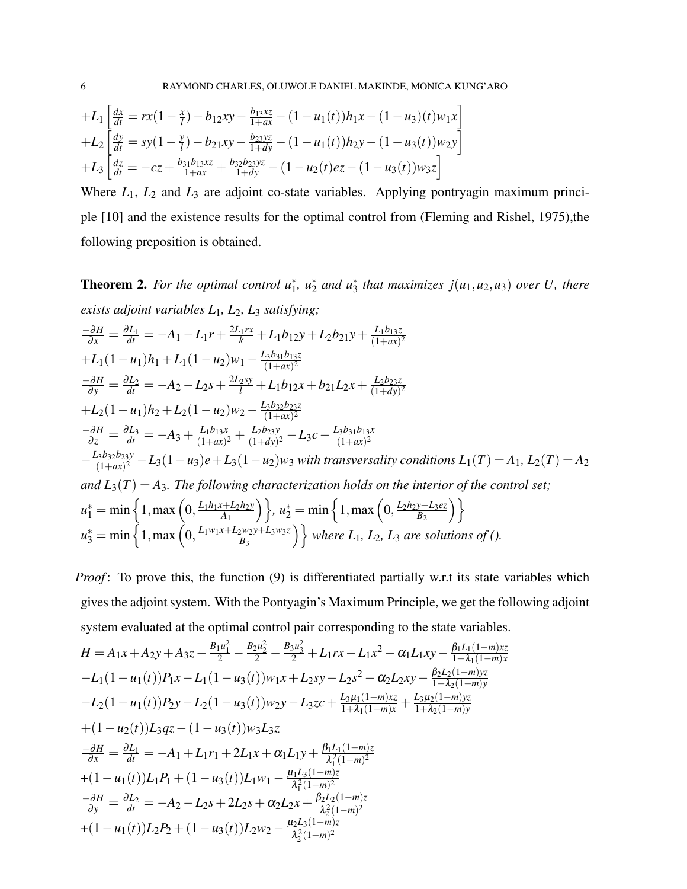$+L_1\left[\frac{dx}{dt} = rx(1-\frac{x}{l}) - b_{12}xy - \frac{b_{13}xz}{1+ax} - (1-u_1(t))h_1x - (1-u_3)(t)w_1x\right]$

$+L_2\left[\frac{dy}{dt} = sy(1-\frac{y}{l}) - b_{21}xy - \frac{b_{23}yz}{1+dy} - (1-u_1(t))h_2y - (1-u_3(t))w_2y\right]$

$+L_3\left[\frac{dz}{dt} = -cz + \frac{b_{31}b_{13}xz}{1+ax} + \frac{b_{32}b_{23}yz}{1+dy} - (1-u_2(t)ez - (1-u_3(t))w_3z\right]$

Where $L_1$, $L_2$ and $L_3$ are adjoint co-state variables. Applying pontryagin maximum principle [10] and the existence results for the optimal control from (Fleming and Rishel, 1975),the following preposition is obtained.

**Theorem 2.** *For the optimal control $u_1^*$, $u_2^*$ and $u_3^*$ that maximizes $j(u_1,u_2,u_3)$ over U, there exists adjoint variables $L_1$, $L_2$, $L_3$ satisfying;*

$\frac{-\partial H}{\partial x} = \frac{\partial L_1}{dt} = -A_1 - L_1 r + \frac{2L_1 rx}{k} + L_1 b_{12}y + L_2 b_{21}y + \frac{L_1 b_{13}z}{(1+ax)^2}$
$+L_1(1-u_1)h_1 + L_1(1-u_2)w_1 - \frac{L_3 b_{31}b_{13}z}{(1+ax)^2}$

$\frac{-\partial H}{\partial y} = \frac{\partial L_2}{dt} = -A_2 - L_2 s + \frac{2L_2 sy}{l} + L_1 b_{12}x + b_{21}L_2 x + \frac{L_2 b_{23}z}{(1+dy)^2}$
$+L_2(1-u_1)h_2 + L_2(1-u_2)w_2 - \frac{L_3 b_{32}b_{23}z}{(1+ax)^2}$

$\frac{-\partial H}{\partial z} = \frac{\partial L_3}{dt} = -A_3 + \frac{L_1 b_{13}x}{(1+ax)^2} + \frac{L_2 b_{23}y}{(1+dy)^2} - L_3 c - \frac{L_3 b_{31}b_{13}x}{(1+ax)^2}$
$-\frac{L_3 b_{32}b_{23}y}{(1+ax)^2} - L_3(1-u_3)e + L_3(1-u_2)w_3$ *with transversality conditions* $L_1(T) = A_1$, $L_2(T) = A_2$ *and* $L_3(T) = A_3$. *The following characterization holds on the interior of the control set;*

$u_1^* = \min\left\{1, \max\left(0, \frac{L_1 h_1 x + L_2 h_2 y}{A_1}\right)\right\}$, $u_2^* = \min\left\{1, \max\left(0, \frac{L_2 h_2 y + L_3 ez}{B_2}\right)\right\}$
$u_3^* = \min\left\{1, \max\left(0, \frac{L_1 w_1 x + L_2 w_2 y + L_3 w_3 z}{B_3}\right)\right\}$ *where $L_1$, $L_2$, $L_3$ are solutions of ().*

*Proof*: To prove this, the function (9) is differentiated partially w.r.t its state variables which gives the adjoint system. With the Pontyagin's Maximum Principle, we get the following adjoint system evaluated at the optimal control pair corresponding to the state variables.

$H = A_1 x + A_2 y + A_3 z - \frac{B_1 u_1^2}{2} - \frac{B_2 u_2^2}{2} - \frac{B_3 u_3^2}{2} + L_1 rx - L_1 x^2 - \alpha_1 L_1 xy - \frac{\beta_1 L_1 (1-m)xz}{1+\lambda_1(1-m)x}$
$-L_1(1-u_1(t))P_1 x - L_1(1-u_3(t))w_1 x + L_2 sy - L_2 s^2 - \alpha_2 L_2 xy - \frac{\beta_2 L_2 (1-m)yz}{1+\lambda_2(1-m)y}$
$-L_2(1-u_1(t))P_2 y - L_2(1-u_3(t))w_2 y - L_3 zc + \frac{L_3 \mu_1 (1-m)xz}{1+\lambda_1(1-m)x} + \frac{L_3 \mu_2 (1-m)yz}{1+\lambda_2(1-m)y}$
$+(1-u_2(t))L_3 qz - (1-u_3(t))w_3 L_3 z$

$\frac{-\partial H}{\partial x} = \frac{\partial L_1}{dt} = -A_1 + L_1 r_1 + 2L_1 x + \alpha_1 L_1 y + \frac{\beta_1 L_1 (1-m)z}{\lambda_1^2 (1-m)^2}$
$+(1-u_1(t))L_1 P_1 + (1-u_3(t))L_1 w_1 - \frac{\mu_1 L_3 (1-m)z}{\lambda_1^2 (1-m)^2}$

$\frac{-\partial H}{\partial y} = \frac{\partial L_2}{dt} = -A_2 - L_2 s + 2L_2 s + \alpha_2 L_2 x + \frac{\beta_2 L_2 (1-m)z}{\lambda_2^2 (1-m)^2}$
$+(1-u_1(t))L_2 P_2 + (1-u_3(t))L_2 w_2 - \frac{\mu_2 L_3 (1-m)z}{\lambda_2^2 (1-m)^2}$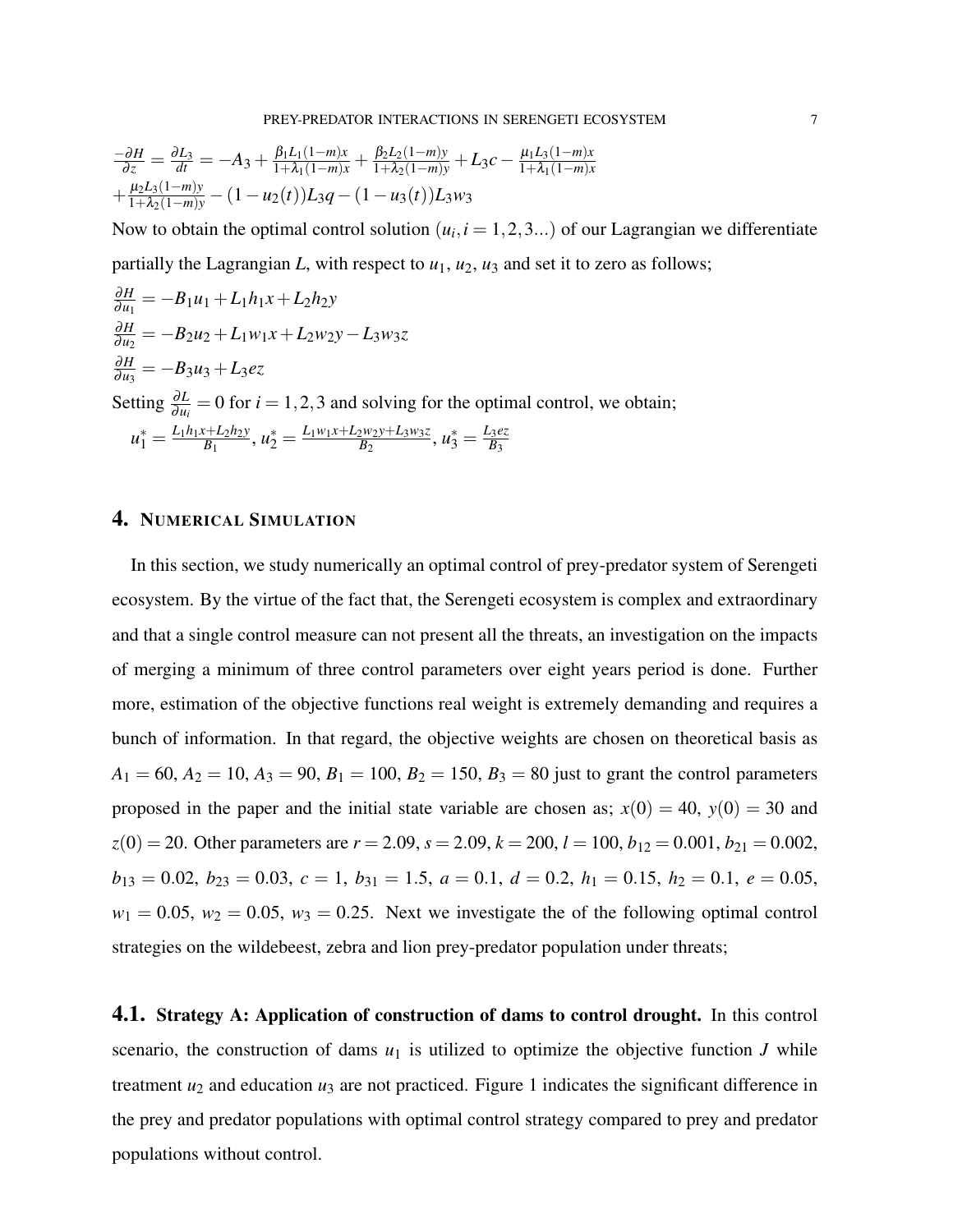$\frac{-\partial H}{\partial z} = \frac{\partial L_3}{dt} = -A_3 + \frac{\beta_1 L_1(1-m)x}{1+\lambda_1(1-m)x} + \frac{\beta_2 L_2(1-m)y}{1+\lambda_2(1-m)y} + L_3 c - \frac{\mu_1 L_3(1-m)x}{1+\lambda_1(1-m)x}$
$+\frac{\mu_2 L_3(1-m)y}{1+\lambda_2(1-m)y} - (1-u_2(t))L_3 q - (1-u_3(t))L_3 w_3$

Now to obtain the optimal control solution $(u_i, i = 1,2,3...)$ of our Lagrangian we differentiate partially the Lagrangian $L$, with respect to $u_1$, $u_2$, $u_3$ and set it to zero as follows;

$\frac{\partial H}{\partial u_1} = -B_1 u_1 + L_1 h_1 x + L_2 h_2 y$

$\frac{\partial H}{\partial u_2} = -B_2 u_2 + L_1 w_1 x + L_2 w_2 y - L_3 w_3 z$

$\frac{\partial H}{\partial u_3} = -B_3 u_3 + L_3 e z$

Setting $\frac{\partial L}{\partial u_i} = 0$ for $i = 1,2,3$ and solving for the optimal control, we obtain;

$u_1^* = \frac{L_1 h_1 x + L_2 h_2 y}{B_1}$, $u_2^* = \frac{L_1 w_1 x + L_2 w_2 y + L_3 w_3 z}{B_2}$, $u_3^* = \frac{L_3 e z}{B_3}$

## 4. Numerical Simulation

In this section, we study numerically an optimal control of prey-predator system of Serengeti ecosystem. By the virtue of the fact that, the Serengeti ecosystem is complex and extraordinary and that a single control measure can not present all the threats, an investigation on the impacts of merging a minimum of three control parameters over eight years period is done. Further more, estimation of the objective functions real weight is extremely demanding and requires a bunch of information. In that regard, the objective weights are chosen on theoretical basis as $A_1 = 60$, $A_2 = 10$, $A_3 = 90$, $B_1 = 100$, $B_2 = 150$, $B_3 = 80$ just to grant the control parameters proposed in the paper and the initial state variable are chosen as; $x(0) = 40$, $y(0) = 30$ and $z(0) = 20$. Other parameters are $r = 2.09$, $s = 2.09$, $k = 200$, $l = 100$, $b_{12} = 0.001$, $b_{21} = 0.002$, $b_{13} = 0.02$, $b_{23} = 0.03$, $c = 1$, $b_{31} = 1.5$, $a = 0.1$, $d = 0.2$, $h_1 = 0.15$, $h_2 = 0.1$, $e = 0.05$, $w_1 = 0.05$, $w_2 = 0.05$, $w_3 = 0.25$. Next we investigate the of the following optimal control strategies on the wildebeest, zebra and lion prey-predator population under threats;

### 4.1. Strategy A: Application of construction of dams to control drought.

In this control scenario, the construction of dams $u_1$ is utilized to optimize the objective function $J$ while treatment $u_2$ and education $u_3$ are not practiced. Figure 1 indicates the significant difference in the prey and predator populations with optimal control strategy compared to prey and predator populations without control.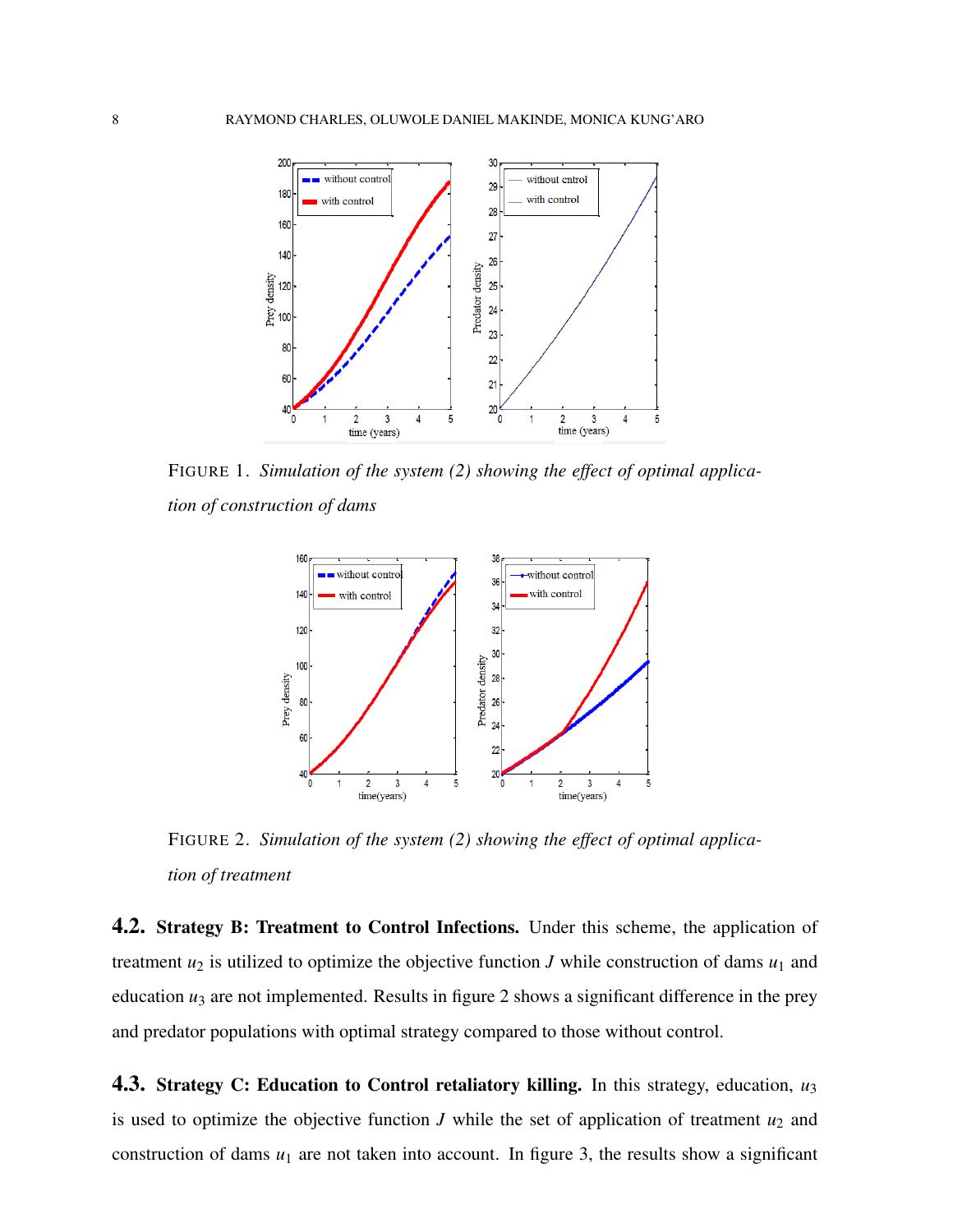200
180
160
140
120
100
80
60
40
Prey density
0 1 2 3 4 5
time (years)
without control
with control

30
29
28
27
26
25
24
23
22
21
20
Predator density
0 1 2 3 4 5
time (years)
without cntrol
with control

FIGURE 1. *Simulation of the system (2) showing the effect of optimal application of construction of dams*

160
140
120
100
80
60
40
Prey density
0 1 2 3 4 5
time(years)
without control
with control

38
36
34
32
30
28
26
24
22
20
Predator density
0 1 2 3 4 5
time(years)
without control
with control

FIGURE 2. *Simulation of the system (2) showing the effect of optimal application of treatment*

### 4.2. Strategy B: Treatment to Control Infections.

Under this scheme, the application of treatment $u_2$ is utilized to optimize the objective function $J$ while construction of dams $u_1$ and education $u_3$ are not implemented. Results in figure 2 shows a significant difference in the prey and predator populations with optimal strategy compared to those without control.

### 4.3. Strategy C: Education to Control retaliatory killing.

In this strategy, education, $u_3$ is used to optimize the objective function $J$ while the set of application of treatment $u_2$ and construction of dams $u_1$ are not taken into account. In figure 3, the results show a significant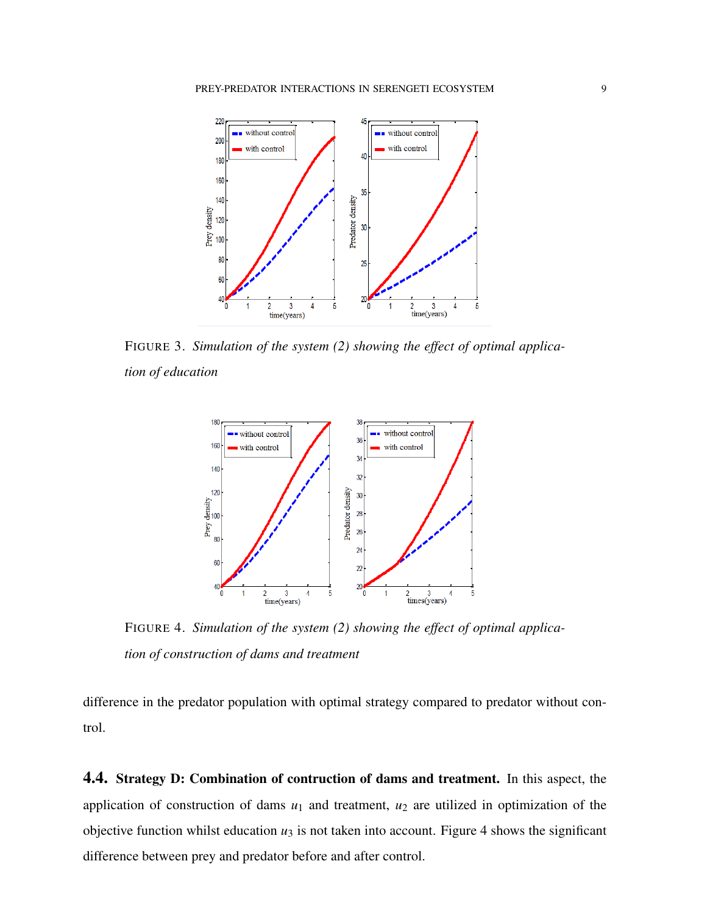Prey density

220
200
180
160
140
120
100
80
60
40

0 1 2 3 4 5

time(years)

without control

with control

Predator density

45
40
35
30
25
20

0 1 2 3 4 5

time(years)

without control

with control

FIGURE 3. *Simulation of the system (2) showing the effect of optimal application of education*

Prey density

180
160
140
120
100
80
60
40

0 1 2 3 4 5

time(years)

without control

with control

Predator density

38
36
34
32
30
28
26
24
22
20

0 1 2 3 4 5

times(years)

without control

with control

FIGURE 4. *Simulation of the system (2) showing the effect of optimal application of construction of dams and treatment*

difference in the predator population with optimal strategy compared to predator without control.

### 4.4. Strategy D: Combination of contruction of dams and treatment.

In this aspect, the application of construction of dams $u_1$ and treatment, $u_2$ are utilized in optimization of the objective function whilst education $u_3$ is not taken into account. Figure 4 shows the significant difference between prey and predator before and after control.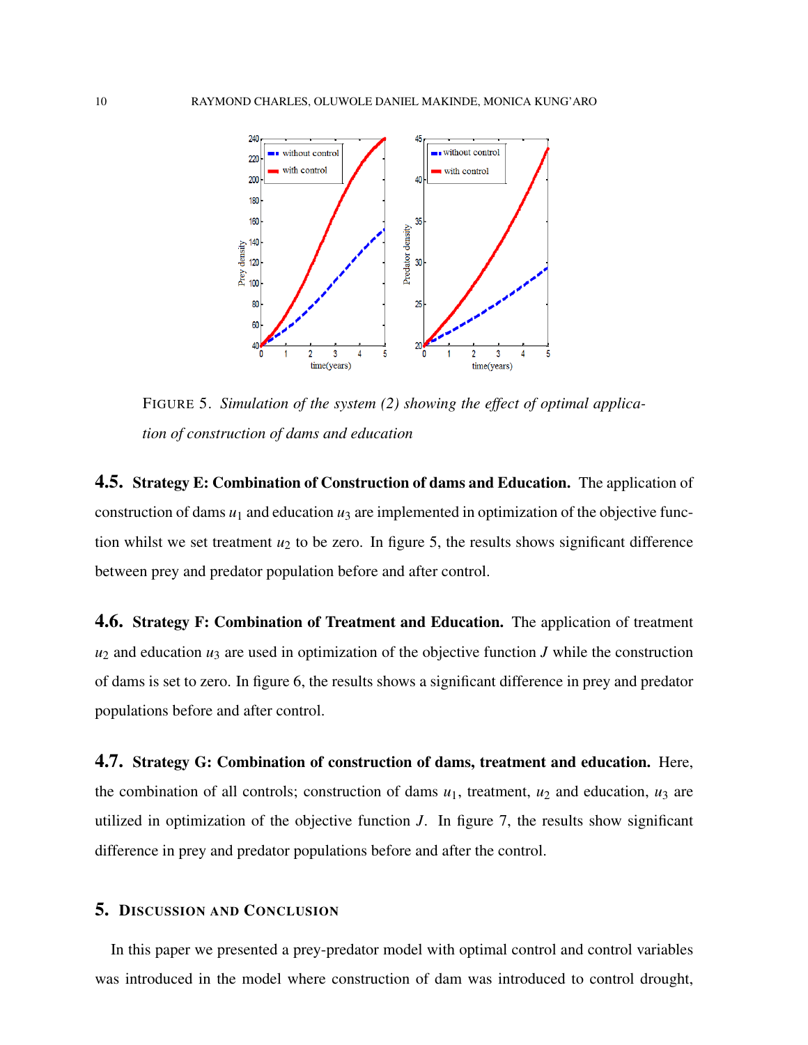240
220
200
180
160
140
120
100
80
60
40
Prey density
0 1 2 3 4 5
time(years)
without control
with control

45
40
35
30
25
20
Predator density
0 1 2 3 4 5
time(years)
without control
with control

FIGURE 5. *Simulation of the system (2) showing the effect of optimal application of construction of dams and education*

### 4.5. Strategy E: Combination of Construction of dams and Education.

The application of construction of dams $u_1$ and education $u_3$ are implemented in optimization of the objective function whilst we set treatment $u_2$ to be zero. In figure 5, the results shows significant difference between prey and predator population before and after control.

### 4.6. Strategy F: Combination of Treatment and Education.

The application of treatment $u_2$ and education $u_3$ are used in optimization of the objective function $J$ while the construction of dams is set to zero. In figure 6, the results shows a significant difference in prey and predator populations before and after control.

### 4.7. Strategy G: Combination of construction of dams, treatment and education.

Here, the combination of all controls; construction of dams $u_1$, treatment, $u_2$ and education, $u_3$ are utilized in optimization of the objective function $J$. In figure 7, the results show significant difference in prey and predator populations before and after the control.

## 5. Discussion and Conclusion

In this paper we presented a prey-predator model with optimal control and control variables was introduced in the model where construction of dam was introduced to control drought,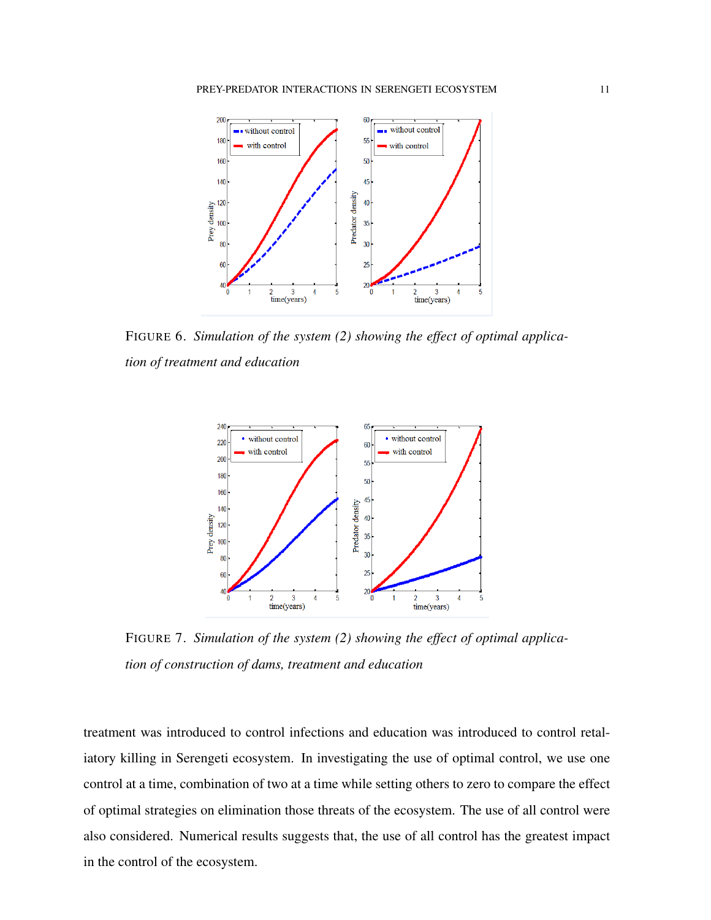200
180
160
140
120
100
80
60
40
Prey density
0 1 2 3 4 5
time(years)
without control
with control

60
55
50
45
40
35
30
25
20
Predator density
0 1 2 3 4 5
time(years)
without control
with control

FIGURE 6. *Simulation of the system (2) showing the effect of optimal application of treatment and education*

240
220
200
180
160
140
120
100
80
60
40
Prey density
0 1 2 3 4 5
time(years)
without control
with control

65
60
55
50
45
40
35
30
25
20
Predator density
0 1 2 3 4 5
time(years)
without control
with control

FIGURE 7. *Simulation of the system (2) showing the effect of optimal application of construction of dams, treatment and education*

treatment was introduced to control infections and education was introduced to control retaliatory killing in Serengeti ecosystem. In investigating the use of optimal control, we use one control at a time, combination of two at a time while setting others to zero to compare the effect of optimal strategies on elimination those threats of the ecosystem. The use of all control were also considered. Numerical results suggests that, the use of all control has the greatest impact in the control of the ecosystem.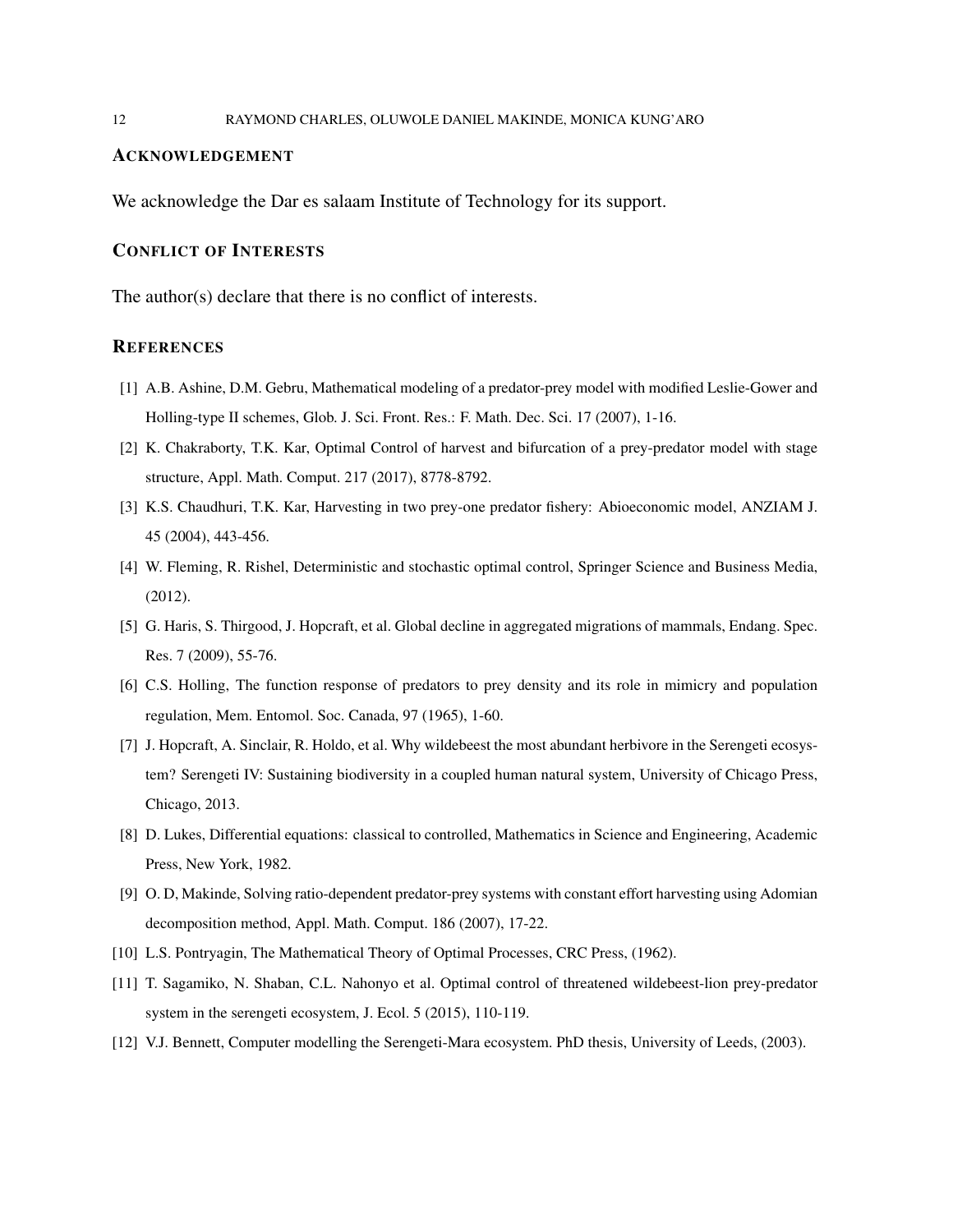## ACKNOWLEDGEMENT

We acknowledge the Dar es salaam Institute of Technology for its support.

## CONFLICT OF INTERESTS

The author(s) declare that there is no conflict of interests.

## REFERENCES

[1] A.B. Ashine, D.M. Gebru, Mathematical modeling of a predator-prey model with modified Leslie-Gower and Holling-type II schemes, Glob. J. Sci. Front. Res.: F. Math. Dec. Sci. 17 (2007), 1-16.

[2] K. Chakraborty, T.K. Kar, Optimal Control of harvest and bifurcation of a prey-predator model with stage structure, Appl. Math. Comput. 217 (2017), 8778-8792.

[3] K.S. Chaudhuri, T.K. Kar, Harvesting in two prey-one predator fishery: Abioeconomic model, ANZIAM J. 45 (2004), 443-456.

[4] W. Fleming, R. Rishel, Deterministic and stochastic optimal control, Springer Science and Business Media, (2012).

[5] G. Haris, S. Thirgood, J. Hopcraft, et al. Global decline in aggregated migrations of mammals, Endang. Spec. Res. 7 (2009), 55-76.

[6] C.S. Holling, The function response of predators to prey density and its role in mimicry and population regulation, Mem. Entomol. Soc. Canada, 97 (1965), 1-60.

[7] J. Hopcraft, A. Sinclair, R. Holdo, et al. Why wildebeest the most abundant herbivore in the Serengeti ecosystem? Serengeti IV: Sustaining biodiversity in a coupled human natural system, University of Chicago Press, Chicago, 2013.

[8] D. Lukes, Differential equations: classical to controlled, Mathematics in Science and Engineering, Academic Press, New York, 1982.

[9] O. D, Makinde, Solving ratio-dependent predator-prey systems with constant effort harvesting using Adomian decomposition method, Appl. Math. Comput. 186 (2007), 17-22.

[10] L.S. Pontryagin, The Mathematical Theory of Optimal Processes, CRC Press, (1962).

[11] T. Sagamiko, N. Shaban, C.L. Nahonyo et al. Optimal control of threatened wildebeest-lion prey-predator system in the serengeti ecosystem, J. Ecol. 5 (2015), 110-119.

[12] V.J. Bennett, Computer modelling the Serengeti-Mara ecosystem. PhD thesis, University of Leeds, (2003).